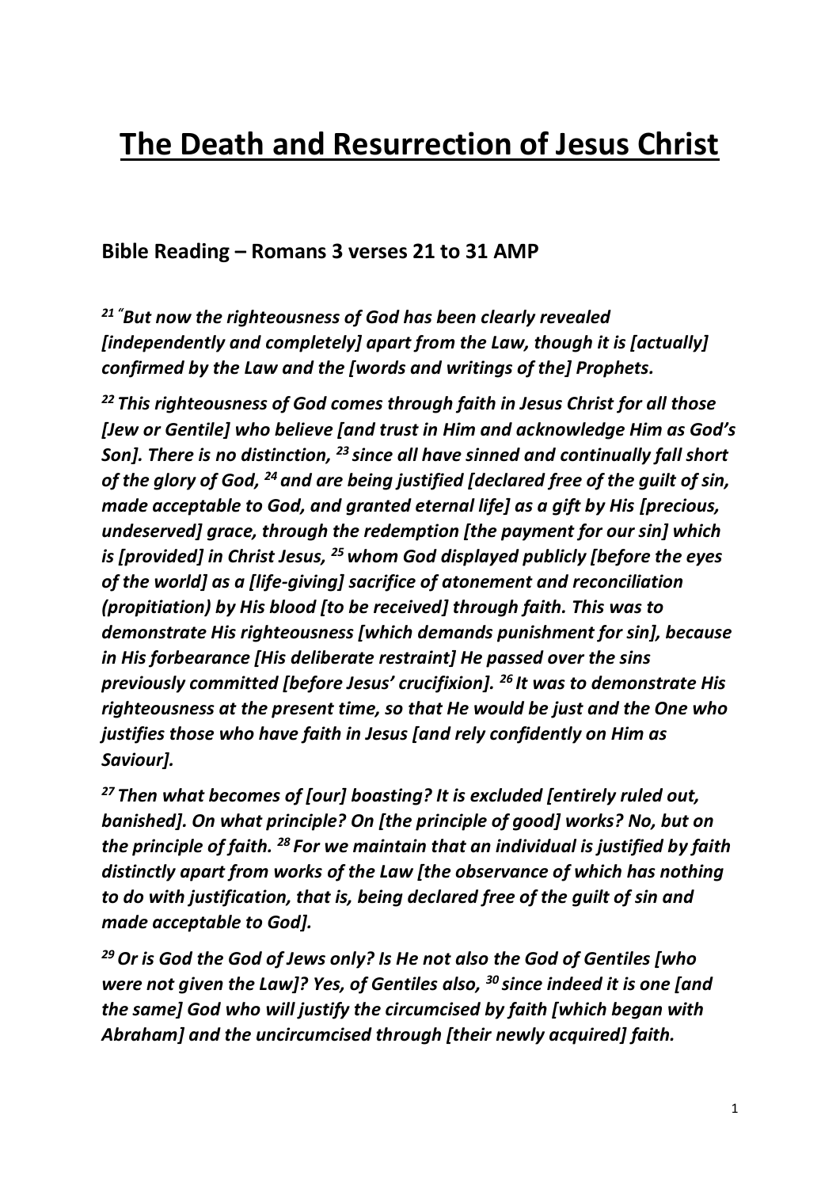# The Death and Resurrection of Jesus Christ

## Bible Reading – Romans 3 verses 21 to 31 AMP

***[21] "But now the righteousness of God has been clearly revealed [independently and completely] apart from the Law, though it is [actually] confirmed by the Law and the [words and writings of the] Prophets.***

***[22] This righteousness of God comes through faith in Jesus Christ for all those [Jew or Gentile] who believe [and trust in Him and acknowledge Him as God's Son]. There is no distinction, [23] since all have sinned and continually fall short of the glory of God, [24] and are being justified [declared free of the guilt of sin, made acceptable to God, and granted eternal life] as a gift by His [precious, undeserved] grace, through the redemption [the payment for our sin] which is [provided] in Christ Jesus, [25] whom God displayed publicly [before the eyes of the world] as a [life-giving] sacrifice of atonement and reconciliation (propitiation) by His blood [to be received] through faith. This was to demonstrate His righteousness [which demands punishment for sin], because in His forbearance [His deliberate restraint] He passed over the sins previously committed [before Jesus' crucifixion]. [26] It was to demonstrate His righteousness at the present time, so that He would be just and the One who justifies those who have faith in Jesus [and rely confidently on Him as Saviour].***

***[27] Then what becomes of [our] boasting? It is excluded [entirely ruled out, banished]. On what principle? On [the principle of good] works? No, but on the principle of faith. [28] For we maintain that an individual is justified by faith distinctly apart from works of the Law [the observance of which has nothing to do with justification, that is, being declared free of the guilt of sin and made acceptable to God].***

***[29] Or is God the God of Jews only? Is He not also the God of Gentiles [who were not given the Law]? Yes, of Gentiles also, [30] since indeed it is one [and the same] God who will justify the circumcised by faith [which began with Abraham] and the uncircumcised through [their newly acquired] faith.***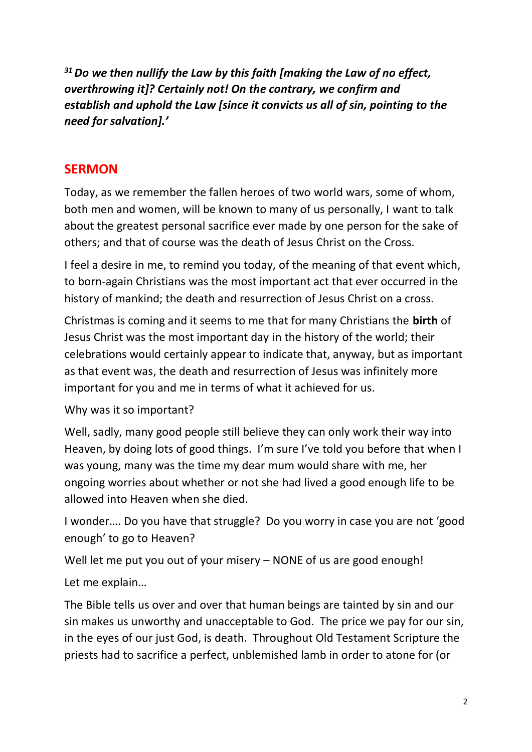***31 Do we then nullify the Law by this faith [making the Law of no effect, overthrowing it]? Certainly not! On the contrary, we confirm and establish and uphold the Law [since it convicts us all of sin, pointing to the need for salvation].'***

## SERMON

Today, as we remember the fallen heroes of two world wars, some of whom, both men and women, will be known to many of us personally, I want to talk about the greatest personal sacrifice ever made by one person for the sake of others; and that of course was the death of Jesus Christ on the Cross.

I feel a desire in me, to remind you today, of the meaning of that event which, to born-again Christians was the most important act that ever occurred in the history of mankind; the death and resurrection of Jesus Christ on a cross.

Christmas is coming and it seems to me that for many Christians the **birth** of Jesus Christ was the most important day in the history of the world; their celebrations would certainly appear to indicate that, anyway, but as important as that event was, the death and resurrection of Jesus was infinitely more important for you and me in terms of what it achieved for us.

Why was it so important?

Well, sadly, many good people still believe they can only work their way into Heaven, by doing lots of good things. I'm sure I've told you before that when I was young, many was the time my dear mum would share with me, her ongoing worries about whether or not she had lived a good enough life to be allowed into Heaven when she died.

I wonder…. Do you have that struggle? Do you worry in case you are not 'good enough' to go to Heaven?

Well let me put you out of your misery – NONE of us are good enough!

Let me explain…

The Bible tells us over and over that human beings are tainted by sin and our sin makes us unworthy and unacceptable to God. The price we pay for our sin, in the eyes of our just God, is death. Throughout Old Testament Scripture the priests had to sacrifice a perfect, unblemished lamb in order to atone for (or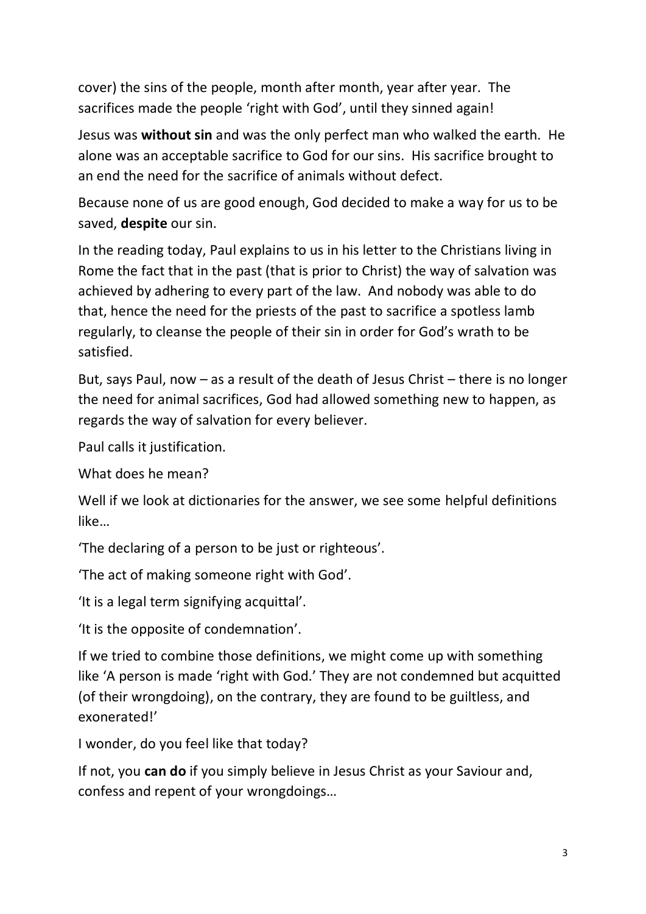cover) the sins of the people, month after month, year after year. The sacrifices made the people 'right with God', until they sinned again!

Jesus was **without sin** and was the only perfect man who walked the earth. He alone was an acceptable sacrifice to God for our sins. His sacrifice brought to an end the need for the sacrifice of animals without defect.

Because none of us are good enough, God decided to make a way for us to be saved, **despite** our sin.

In the reading today, Paul explains to us in his letter to the Christians living in Rome the fact that in the past (that is prior to Christ) the way of salvation was achieved by adhering to every part of the law. And nobody was able to do that, hence the need for the priests of the past to sacrifice a spotless lamb regularly, to cleanse the people of their sin in order for God's wrath to be satisfied.

But, says Paul, now – as a result of the death of Jesus Christ – there is no longer the need for animal sacrifices, God had allowed something new to happen, as regards the way of salvation for every believer.

Paul calls it justification.

What does he mean?

Well if we look at dictionaries for the answer, we see some helpful definitions like…

'The declaring of a person to be just or righteous'.

'The act of making someone right with God'.

'It is a legal term signifying acquittal'.

'It is the opposite of condemnation'.

If we tried to combine those definitions, we might come up with something like 'A person is made 'right with God.' They are not condemned but acquitted (of their wrongdoing), on the contrary, they are found to be guiltless, and exonerated!'

I wonder, do you feel like that today?

If not, you **can do** if you simply believe in Jesus Christ as your Saviour and, confess and repent of your wrongdoings…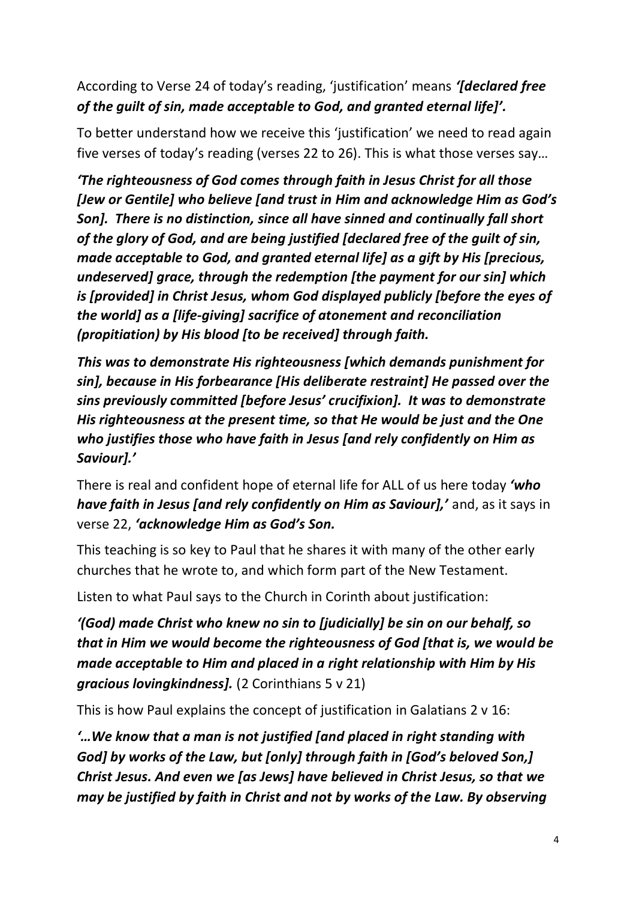According to Verse 24 of today's reading, 'justification' means ***'[declared free of the guilt of sin, made acceptable to God, and granted eternal life]'.***

To better understand how we receive this 'justification' we need to read again five verses of today's reading (verses 22 to 26). This is what those verses say…

***'The righteousness of God comes through faith in Jesus Christ for all those [Jew or Gentile] who believe [and trust in Him and acknowledge Him as God's Son]. There is no distinction, since all have sinned and continually fall short of the glory of God, and are being justified [declared free of the guilt of sin, made acceptable to God, and granted eternal life] as a gift by His [precious, undeserved] grace, through the redemption [the payment for our sin] which is [provided] in Christ Jesus, whom God displayed publicly [before the eyes of the world] as a [life-giving] sacrifice of atonement and reconciliation (propitiation) by His blood [to be received] through faith.***

***This was to demonstrate His righteousness [which demands punishment for sin], because in His forbearance [His deliberate restraint] He passed over the sins previously committed [before Jesus' crucifixion]. It was to demonstrate His righteousness at the present time, so that He would be just and the One who justifies those who have faith in Jesus [and rely confidently on Him as Saviour].'***

There is real and confident hope of eternal life for ALL of us here today ***'who have faith in Jesus [and rely confidently on Him as Saviour],'*** and, as it says in verse 22, ***'acknowledge Him as God's Son.***

This teaching is so key to Paul that he shares it with many of the other early churches that he wrote to, and which form part of the New Testament.

Listen to what Paul says to the Church in Corinth about justification:

***'(God) made Christ who knew no sin to [judicially] be sin on our behalf, so that in Him we would become the righteousness of God [that is, we would be made acceptable to Him and placed in a right relationship with Him by His gracious lovingkindness].*** (2 Corinthians 5 v 21)

This is how Paul explains the concept of justification in Galatians 2 v 16:

***'…We know that a man is not justified [and placed in right standing with God] by works of the Law, but [only] through faith in [God's beloved Son,] Christ Jesus. And even we [as Jews] have believed in Christ Jesus, so that we may be justified by faith in Christ and not by works of the Law. By observing***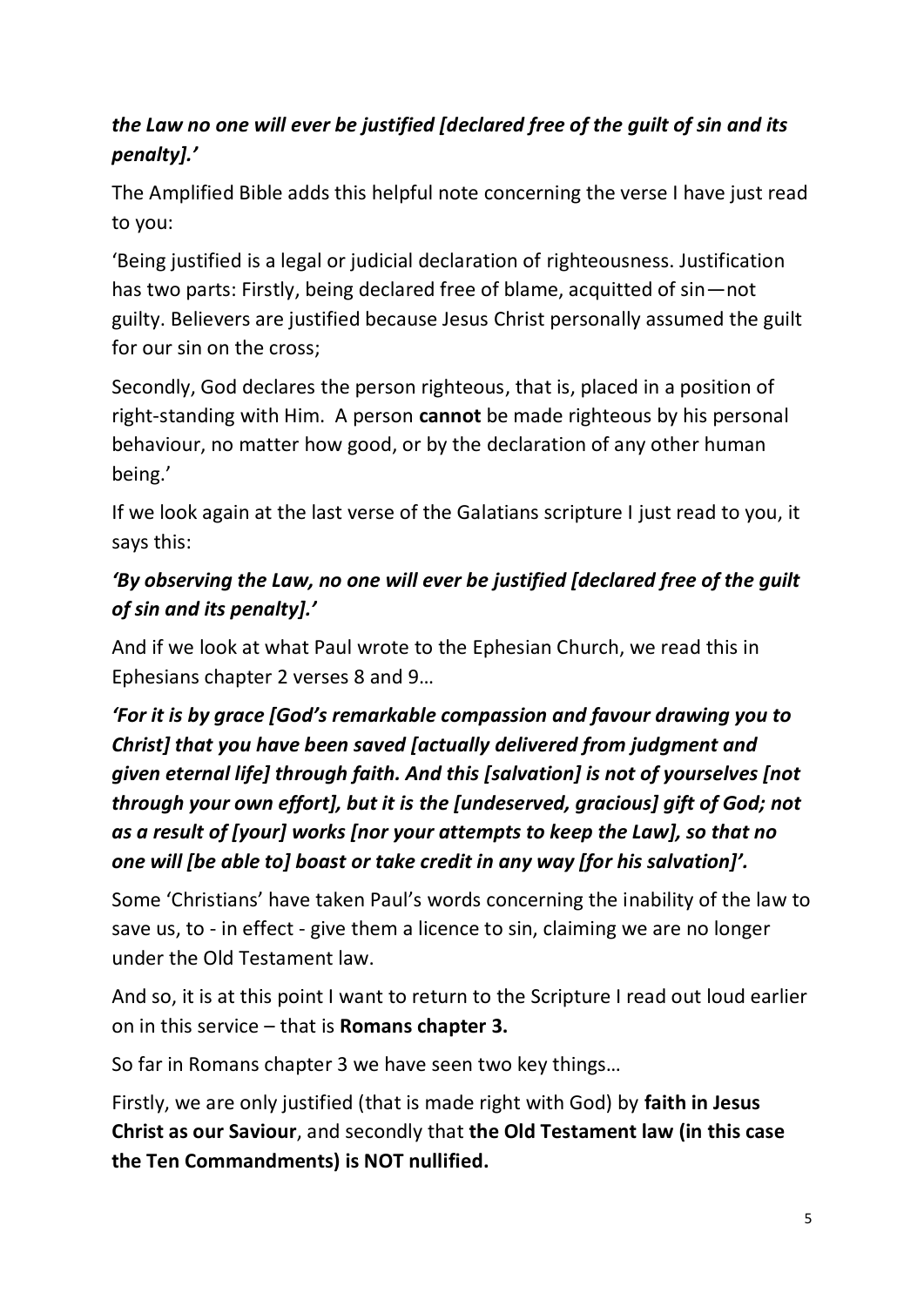***the Law no one will ever be justified [declared free of the guilt of sin and its penalty].'***

The Amplified Bible adds this helpful note concerning the verse I have just read to you:

'Being justified is a legal or judicial declaration of righteousness. Justification has two parts: Firstly, being declared free of blame, acquitted of sin—not guilty. Believers are justified because Jesus Christ personally assumed the guilt for our sin on the cross;

Secondly, God declares the person righteous, that is, placed in a position of right-standing with Him. A person **cannot** be made righteous by his personal behaviour, no matter how good, or by the declaration of any other human being.'

If we look again at the last verse of the Galatians scripture I just read to you, it says this:

***'By observing the Law, no one will ever be justified [declared free of the guilt of sin and its penalty].'***

And if we look at what Paul wrote to the Ephesian Church, we read this in Ephesians chapter 2 verses 8 and 9…

***'For it is by grace [God's remarkable compassion and favour drawing you to Christ] that you have been saved [actually delivered from judgment and given eternal life] through faith. And this [salvation] is not of yourselves [not through your own effort], but it is the [undeserved, gracious] gift of God; not as a result of [your] works [nor your attempts to keep the Law], so that no one will [be able to] boast or take credit in any way [for his salvation]'.***

Some 'Christians' have taken Paul's words concerning the inability of the law to save us, to - in effect - give them a licence to sin, claiming we are no longer under the Old Testament law.

And so, it is at this point I want to return to the Scripture I read out loud earlier on in this service – that is **Romans chapter 3.**

So far in Romans chapter 3 we have seen two key things…

Firstly, we are only justified (that is made right with God) by **faith in Jesus Christ as our Saviour**, and secondly that **the Old Testament law (in this case the Ten Commandments) is NOT nullified.**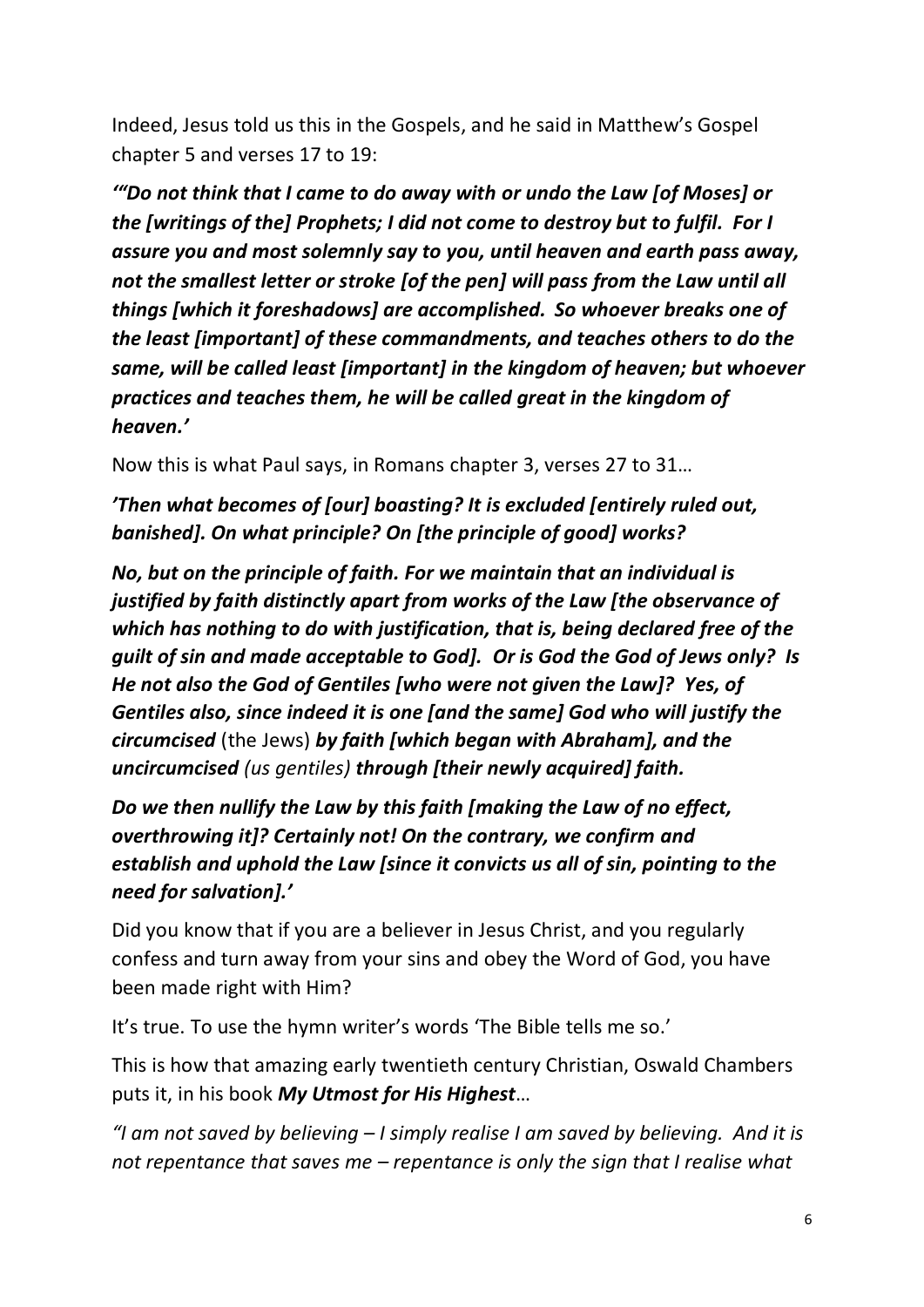Indeed, Jesus told us this in the Gospels, and he said in Matthew's Gospel chapter 5 and verses 17 to 19:

***'"Do not think that I came to do away with or undo the Law [of Moses] or the [writings of the] Prophets; I did not come to destroy but to fulfil. For I assure you and most solemnly say to you, until heaven and earth pass away, not the smallest letter or stroke [of the pen] will pass from the Law until all things [which it foreshadows] are accomplished. So whoever breaks one of the least [important] of these commandments, and teaches others to do the same, will be called least [important] in the kingdom of heaven; but whoever practices and teaches them, he will be called great in the kingdom of heaven.'***

Now this is what Paul says, in Romans chapter 3, verses 27 to 31…

***'Then what becomes of [our] boasting? It is excluded [entirely ruled out, banished]. On what principle? On [the principle of good] works?***

***No, but on the principle of faith. For we maintain that an individual is justified by faith distinctly apart from works of the Law [the observance of which has nothing to do with justification, that is, being declared free of the guilt of sin and made acceptable to God]. Or is God the God of Jews only? Is He not also the God of Gentiles [who were not given the Law]? Yes, of Gentiles also, since indeed it is one [and the same] God who will justify the circumcised*** (the Jews) ***by faith [which began with Abraham], and the uncircumcised*** *(us gentiles)* ***through [their newly acquired] faith.***

***Do we then nullify the Law by this faith [making the Law of no effect, overthrowing it]? Certainly not! On the contrary, we confirm and establish and uphold the Law [since it convicts us all of sin, pointing to the need for salvation].'***

Did you know that if you are a believer in Jesus Christ, and you regularly confess and turn away from your sins and obey the Word of God, you have been made right with Him?

It's true. To use the hymn writer's words 'The Bible tells me so.'

This is how that amazing early twentieth century Christian, Oswald Chambers puts it, in his book ***My Utmost for His Highest***…

*"I am not saved by believing – I simply realise I am saved by believing. And it is not repentance that saves me – repentance is only the sign that I realise what*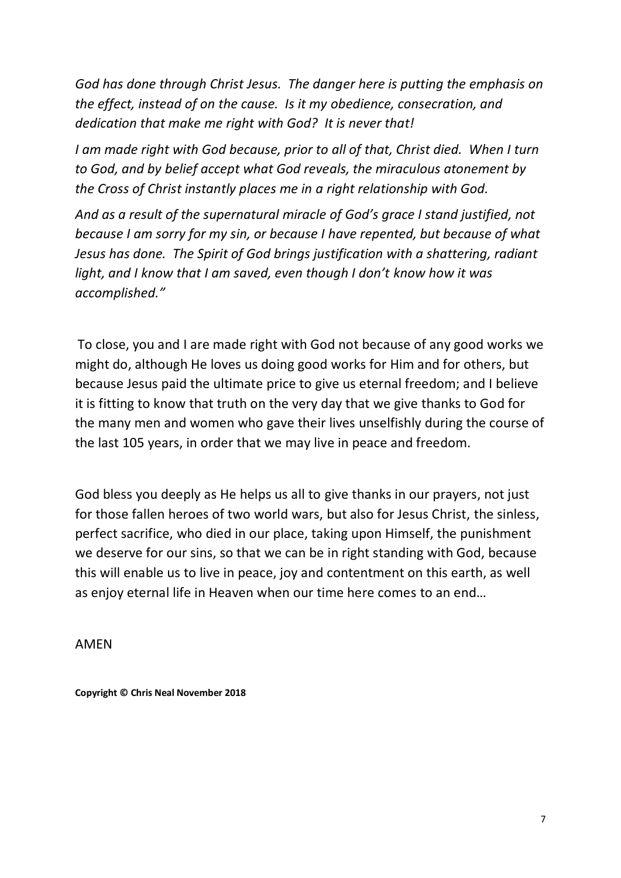*God has done through Christ Jesus. The danger here is putting the emphasis on the effect, instead of on the cause. Is it my obedience, consecration, and dedication that make me right with God? It is never that!*

*I am made right with God because, prior to all of that, Christ died. When I turn to God, and by belief accept what God reveals, the miraculous atonement by the Cross of Christ instantly places me in a right relationship with God.*

*And as a result of the supernatural miracle of God's grace I stand justified, not because I am sorry for my sin, or because I have repented, but because of what Jesus has done. The Spirit of God brings justification with a shattering, radiant light, and I know that I am saved, even though I don't know how it was accomplished."*

To close, you and I are made right with God not because of any good works we might do, although He loves us doing good works for Him and for others, but because Jesus paid the ultimate price to give us eternal freedom; and I believe it is fitting to know that truth on the very day that we give thanks to God for the many men and women who gave their lives unselfishly during the course of the last 105 years, in order that we may live in peace and freedom.

God bless you deeply as He helps us all to give thanks in our prayers, not just for those fallen heroes of two world wars, but also for Jesus Christ, the sinless, perfect sacrifice, who died in our place, taking upon Himself, the punishment we deserve for our sins, so that we can be in right standing with God, because this will enable us to live in peace, joy and contentment on this earth, as well as enjoy eternal life in Heaven when our time here comes to an end…

AMEN

**Copyright © Chris Neal November 2018**